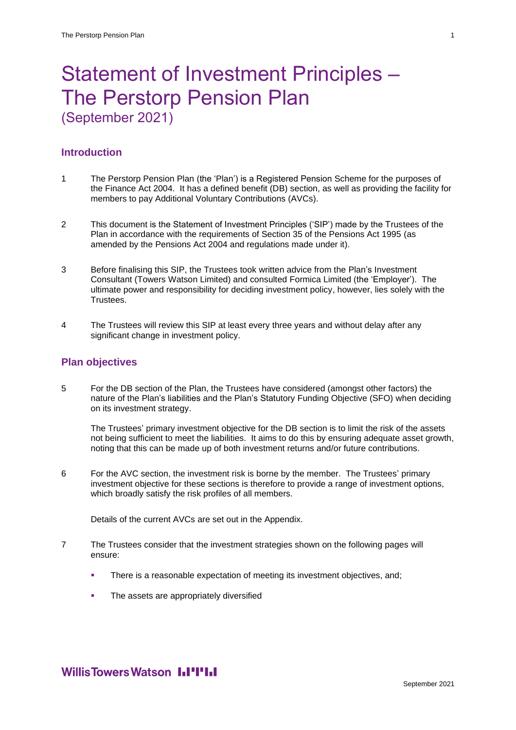# Statement of Investment Principles – The Perstorp Pension Plan
(September 2021)

## Introduction

1 The Perstorp Pension Plan (the 'Plan') is a Registered Pension Scheme for the purposes of the Finance Act 2004. It has a defined benefit (DB) section, as well as providing the facility for members to pay Additional Voluntary Contributions (AVCs).

2 This document is the Statement of Investment Principles ('SIP') made by the Trustees of the Plan in accordance with the requirements of Section 35 of the Pensions Act 1995 (as amended by the Pensions Act 2004 and regulations made under it).

3 Before finalising this SIP, the Trustees took written advice from the Plan's Investment Consultant (Towers Watson Limited) and consulted Formica Limited (the 'Employer'). The ultimate power and responsibility for deciding investment policy, however, lies solely with the Trustees.

4 The Trustees will review this SIP at least every three years and without delay after any significant change in investment policy.

## Plan objectives

5 For the DB section of the Plan, the Trustees have considered (amongst other factors) the nature of the Plan's liabilities and the Plan's Statutory Funding Objective (SFO) when deciding on its investment strategy.

The Trustees' primary investment objective for the DB section is to limit the risk of the assets not being sufficient to meet the liabilities. It aims to do this by ensuring adequate asset growth, noting that this can be made up of both investment returns and/or future contributions.

6 For the AVC section, the investment risk is borne by the member. The Trustees' primary investment objective for these sections is therefore to provide a range of investment options, which broadly satisfy the risk profiles of all members.

Details of the current AVCs are set out in the Appendix.

7 The Trustees consider that the investment strategies shown on the following pages will ensure:

- There is a reasonable expectation of meeting its investment objectives, and;
- The assets are appropriately diversified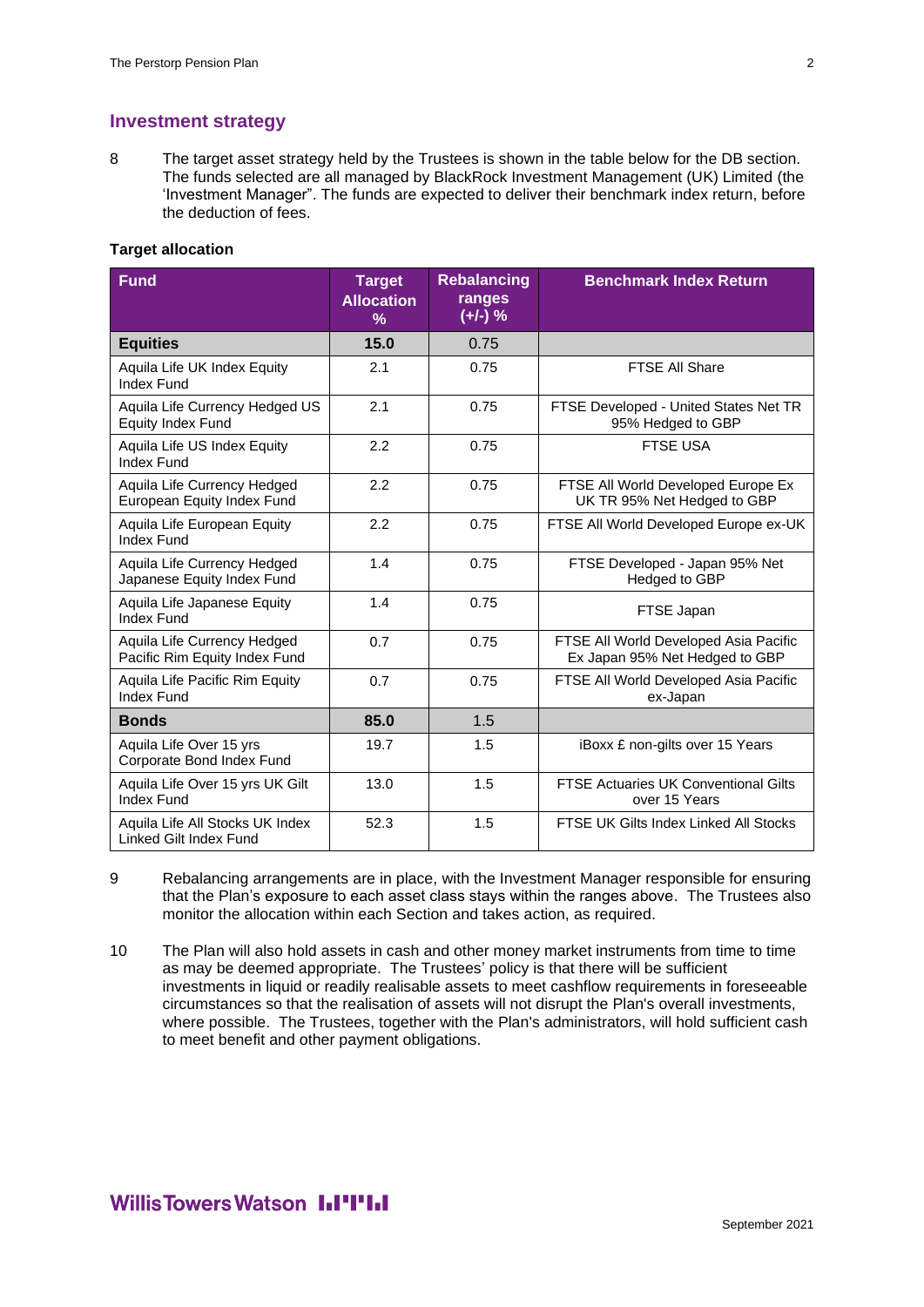## Investment strategy

8 The target asset strategy held by the Trustees is shown in the table below for the DB section. The funds selected are all managed by BlackRock Investment Management (UK) Limited (the 'Investment Manager". The funds are expected to deliver their benchmark index return, before the deduction of fees.

**Target allocation**

| Fund | Target Allocation % | Rebalancing ranges (+/-) % | Benchmark Index Return |
|---|---|---|---|
| **Equities** | **15.0** | 0.75 | |
| Aquila Life UK Index Equity Index Fund | 2.1 | 0.75 | FTSE All Share |
| Aquila Life Currency Hedged US Equity Index Fund | 2.1 | 0.75 | FTSE Developed - United States Net TR 95% Hedged to GBP |
| Aquila Life US Index Equity Index Fund | 2.2 | 0.75 | FTSE USA |
| Aquila Life Currency Hedged European Equity Index Fund | 2.2 | 0.75 | FTSE All World Developed Europe Ex UK TR 95% Net Hedged to GBP |
| Aquila Life European Equity Index Fund | 2.2 | 0.75 | FTSE All World Developed Europe ex-UK |
| Aquila Life Currency Hedged Japanese Equity Index Fund | 1.4 | 0.75 | FTSE Developed - Japan 95% Net Hedged to GBP |
| Aquila Life Japanese Equity Index Fund | 1.4 | 0.75 | FTSE Japan |
| Aquila Life Currency Hedged Pacific Rim Equity Index Fund | 0.7 | 0.75 | FTSE All World Developed Asia Pacific Ex Japan 95% Net Hedged to GBP |
| Aquila Life Pacific Rim Equity Index Fund | 0.7 | 0.75 | FTSE All World Developed Asia Pacific ex-Japan |
| **Bonds** | **85.0** | 1.5 | |
| Aquila Life Over 15 yrs Corporate Bond Index Fund | 19.7 | 1.5 | iBoxx £ non-gilts over 15 Years |
| Aquila Life Over 15 yrs UK Gilt Index Fund | 13.0 | 1.5 | FTSE Actuaries UK Conventional Gilts over 15 Years |
| Aquila Life All Stocks UK Index Linked Gilt Index Fund | 52.3 | 1.5 | FTSE UK Gilts Index Linked All Stocks |

9 Rebalancing arrangements are in place, with the Investment Manager responsible for ensuring that the Plan's exposure to each asset class stays within the ranges above. The Trustees also monitor the allocation within each Section and takes action, as required.

10 The Plan will also hold assets in cash and other money market instruments from time to time as may be deemed appropriate. The Trustees' policy is that there will be sufficient investments in liquid or readily realisable assets to meet cashflow requirements in foreseeable circumstances so that the realisation of assets will not disrupt the Plan's overall investments, where possible. The Trustees, together with the Plan's administrators, will hold sufficient cash to meet benefit and other payment obligations.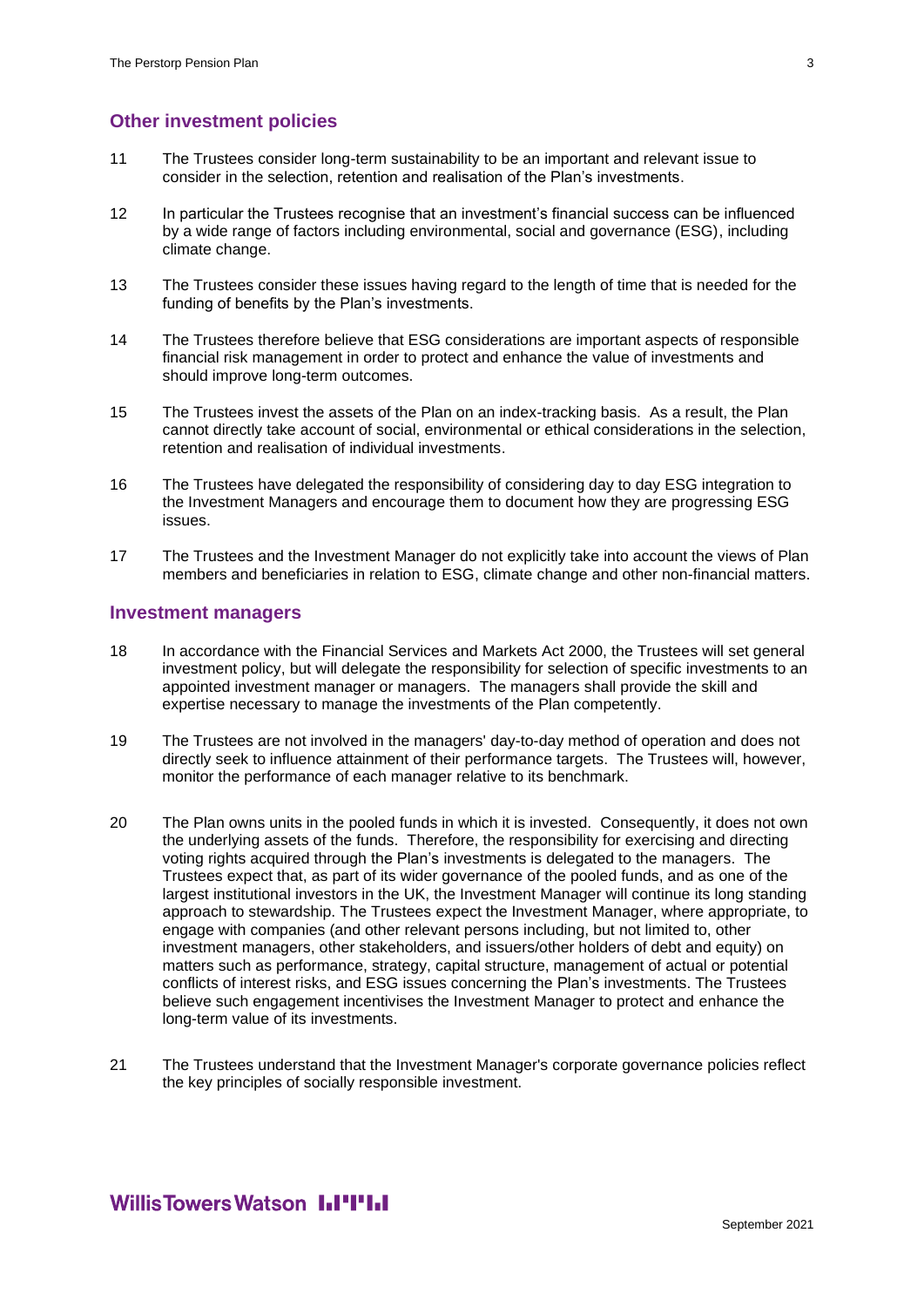## Other investment policies

11 The Trustees consider long-term sustainability to be an important and relevant issue to consider in the selection, retention and realisation of the Plan's investments.

12 In particular the Trustees recognise that an investment's financial success can be influenced by a wide range of factors including environmental, social and governance (ESG), including climate change.

13 The Trustees consider these issues having regard to the length of time that is needed for the funding of benefits by the Plan's investments.

14 The Trustees therefore believe that ESG considerations are important aspects of responsible financial risk management in order to protect and enhance the value of investments and should improve long-term outcomes.

15 The Trustees invest the assets of the Plan on an index-tracking basis. As a result, the Plan cannot directly take account of social, environmental or ethical considerations in the selection, retention and realisation of individual investments.

16 The Trustees have delegated the responsibility of considering day to day ESG integration to the Investment Managers and encourage them to document how they are progressing ESG issues.

17 The Trustees and the Investment Manager do not explicitly take into account the views of Plan members and beneficiaries in relation to ESG, climate change and other non-financial matters.

## Investment managers

18 In accordance with the Financial Services and Markets Act 2000, the Trustees will set general investment policy, but will delegate the responsibility for selection of specific investments to an appointed investment manager or managers. The managers shall provide the skill and expertise necessary to manage the investments of the Plan competently.

19 The Trustees are not involved in the managers' day-to-day method of operation and does not directly seek to influence attainment of their performance targets. The Trustees will, however, monitor the performance of each manager relative to its benchmark.

20 The Plan owns units in the pooled funds in which it is invested. Consequently, it does not own the underlying assets of the funds. Therefore, the responsibility for exercising and directing voting rights acquired through the Plan's investments is delegated to the managers. The Trustees expect that, as part of its wider governance of the pooled funds, and as one of the largest institutional investors in the UK, the Investment Manager will continue its long standing approach to stewardship. The Trustees expect the Investment Manager, where appropriate, to engage with companies (and other relevant persons including, but not limited to, other investment managers, other stakeholders, and issuers/other holders of debt and equity) on matters such as performance, strategy, capital structure, management of actual or potential conflicts of interest risks, and ESG issues concerning the Plan's investments. The Trustees believe such engagement incentivises the Investment Manager to protect and enhance the long-term value of its investments.

21 The Trustees understand that the Investment Manager's corporate governance policies reflect the key principles of socially responsible investment.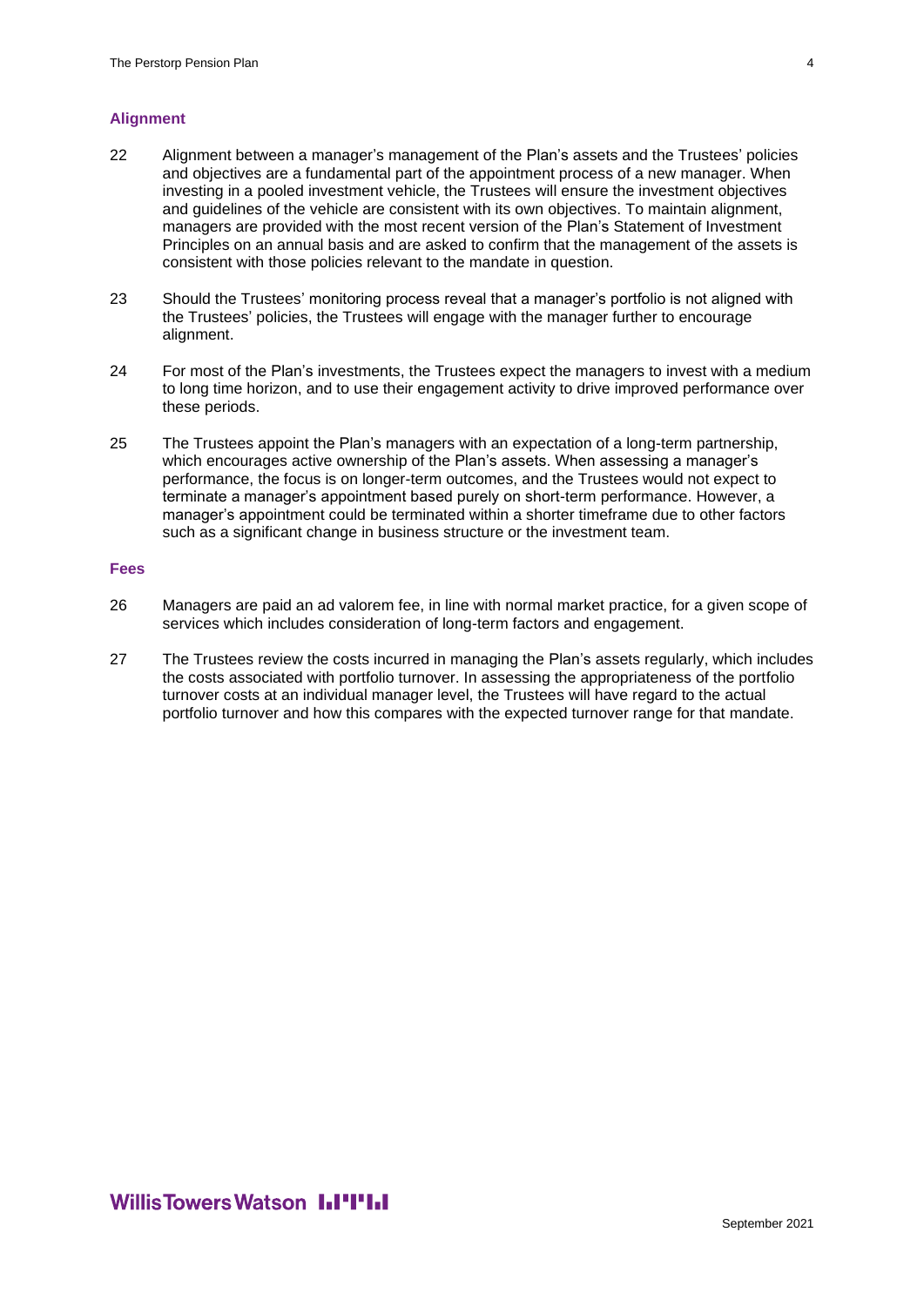### Alignment

22 Alignment between a manager's management of the Plan's assets and the Trustees' policies and objectives are a fundamental part of the appointment process of a new manager. When investing in a pooled investment vehicle, the Trustees will ensure the investment objectives and guidelines of the vehicle are consistent with its own objectives. To maintain alignment, managers are provided with the most recent version of the Plan's Statement of Investment Principles on an annual basis and are asked to confirm that the management of the assets is consistent with those policies relevant to the mandate in question.

23 Should the Trustees' monitoring process reveal that a manager's portfolio is not aligned with the Trustees' policies, the Trustees will engage with the manager further to encourage alignment.

24 For most of the Plan's investments, the Trustees expect the managers to invest with a medium to long time horizon, and to use their engagement activity to drive improved performance over these periods.

25 The Trustees appoint the Plan's managers with an expectation of a long-term partnership, which encourages active ownership of the Plan's assets. When assessing a manager's performance, the focus is on longer-term outcomes, and the Trustees would not expect to terminate a manager's appointment based purely on short-term performance. However, a manager's appointment could be terminated within a shorter timeframe due to other factors such as a significant change in business structure or the investment team.

### Fees

26 Managers are paid an ad valorem fee, in line with normal market practice, for a given scope of services which includes consideration of long-term factors and engagement.

27 The Trustees review the costs incurred in managing the Plan's assets regularly, which includes the costs associated with portfolio turnover. In assessing the appropriateness of the portfolio turnover costs at an individual manager level, the Trustees will have regard to the actual portfolio turnover and how this compares with the expected turnover range for that mandate.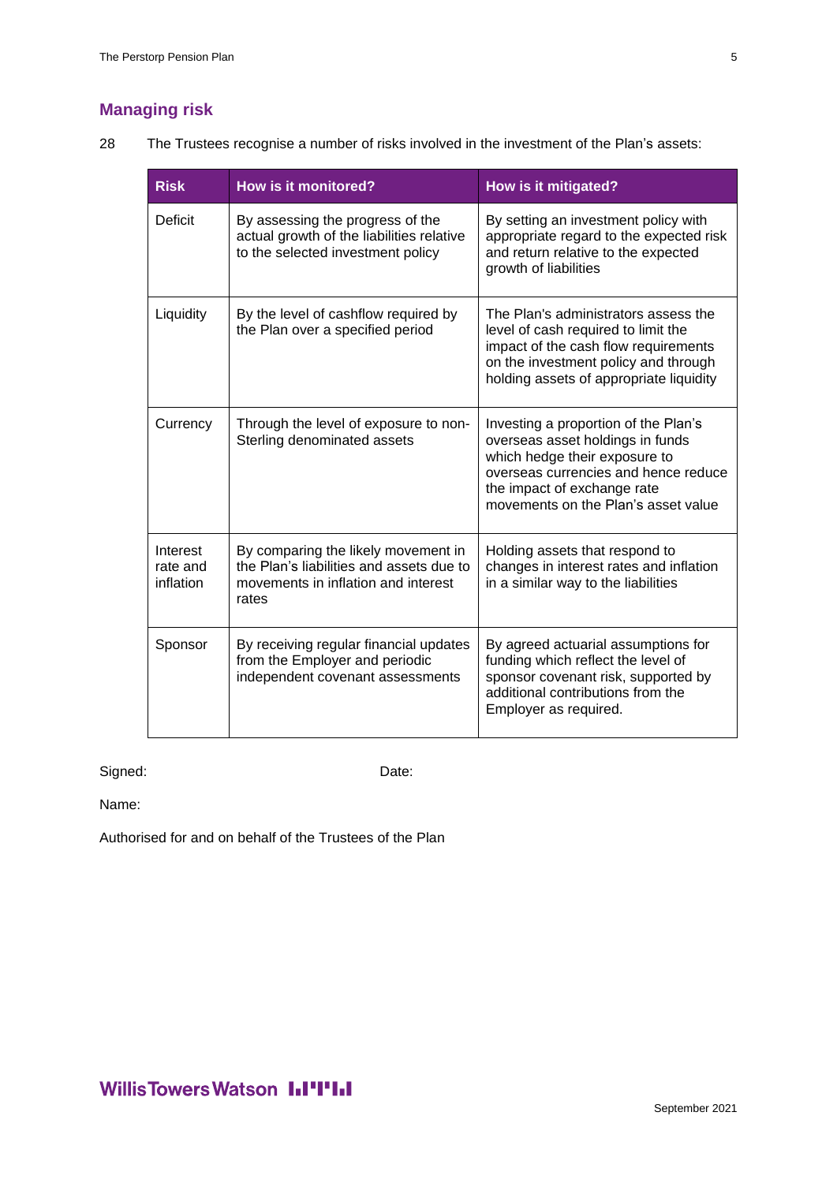## Managing risk

28 The Trustees recognise a number of risks involved in the investment of the Plan's assets:

| Risk | How is it monitored? | How is it mitigated? |
|---|---|---|
| Deficit | By assessing the progress of the actual growth of the liabilities relative to the selected investment policy | By setting an investment policy with appropriate regard to the expected risk and return relative to the expected growth of liabilities |
| Liquidity | By the level of cashflow required by the Plan over a specified period | The Plan's administrators assess the level of cash required to limit the impact of the cash flow requirements on the investment policy and through holding assets of appropriate liquidity |
| Currency | Through the level of exposure to non-Sterling denominated assets | Investing a proportion of the Plan's overseas asset holdings in funds which hedge their exposure to overseas currencies and hence reduce the impact of exchange rate movements on the Plan's asset value |
| Interest rate and inflation | By comparing the likely movement in the Plan's liabilities and assets due to movements in inflation and interest rates | Holding assets that respond to changes in interest rates and inflation in a similar way to the liabilities |
| Sponsor | By receiving regular financial updates from the Employer and periodic independent covenant assessments | By agreed actuarial assumptions for funding which reflect the level of sponsor covenant risk, supported by additional contributions from the Employer as required. |

Signed: Date:

Name:

Authorised for and on behalf of the Trustees of the Plan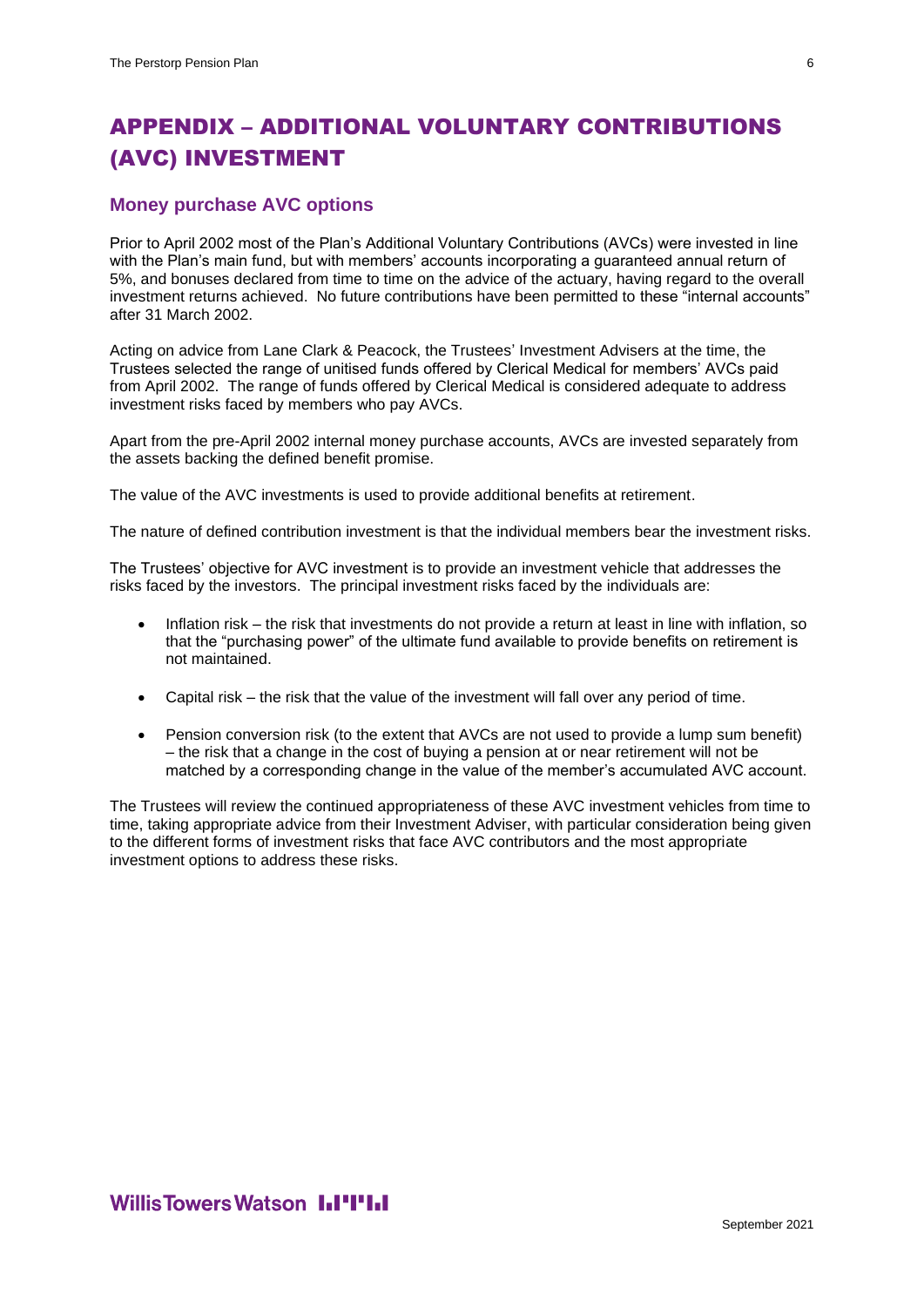# APPENDIX – ADDITIONAL VOLUNTARY CONTRIBUTIONS (AVC) INVESTMENT

## Money purchase AVC options

Prior to April 2002 most of the Plan's Additional Voluntary Contributions (AVCs) were invested in line with the Plan's main fund, but with members' accounts incorporating a guaranteed annual return of 5%, and bonuses declared from time to time on the advice of the actuary, having regard to the overall investment returns achieved. No future contributions have been permitted to these "internal accounts" after 31 March 2002.

Acting on advice from Lane Clark & Peacock, the Trustees' Investment Advisers at the time, the Trustees selected the range of unitised funds offered by Clerical Medical for members' AVCs paid from April 2002. The range of funds offered by Clerical Medical is considered adequate to address investment risks faced by members who pay AVCs.

Apart from the pre-April 2002 internal money purchase accounts, AVCs are invested separately from the assets backing the defined benefit promise.

The value of the AVC investments is used to provide additional benefits at retirement.

The nature of defined contribution investment is that the individual members bear the investment risks.

The Trustees' objective for AVC investment is to provide an investment vehicle that addresses the risks faced by the investors. The principal investment risks faced by the individuals are:

- Inflation risk – the risk that investments do not provide a return at least in line with inflation, so that the "purchasing power" of the ultimate fund available to provide benefits on retirement is not maintained.
- Capital risk – the risk that the value of the investment will fall over any period of time.
- Pension conversion risk (to the extent that AVCs are not used to provide a lump sum benefit) – the risk that a change in the cost of buying a pension at or near retirement will not be matched by a corresponding change in the value of the member's accumulated AVC account.

The Trustees will review the continued appropriateness of these AVC investment vehicles from time to time, taking appropriate advice from their Investment Adviser, with particular consideration being given to the different forms of investment risks that face AVC contributors and the most appropriate investment options to address these risks.